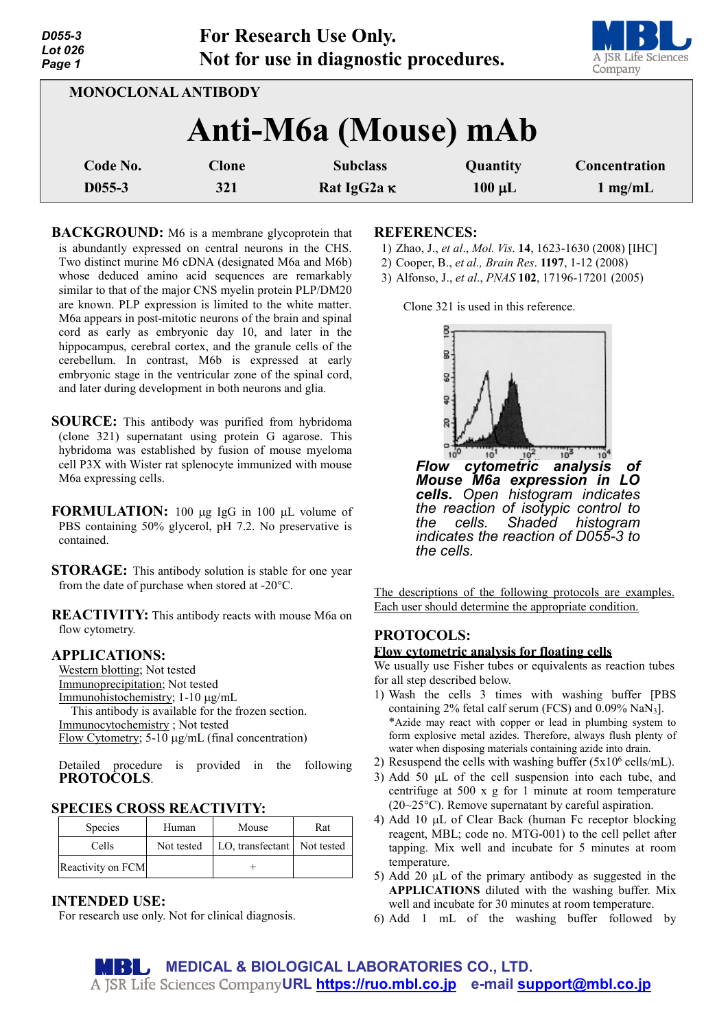For Research Use Only.
Not for use in diagnostic procedures.

MONOCLONAL ANTIBODY

# Anti-M6a (Mouse) mAb

| Code No. | Clone | Subclass | Quantity | Concentration |
|---|---|---|---|---|
| D055-3 | 321 | Rat IgG2a κ | 100 µL | 1 mg/mL |

**BACKGROUND:** M6 is a membrane glycoprotein that is abundantly expressed on central neurons in the CHS. Two distinct murine M6 cDNA (designated M6a and M6b) whose deduced amino acid sequences are remarkably similar to that of the major CNS myelin protein PLP/DM20 are known. PLP expression is limited to the white matter. M6a appears in post-mitotic neurons of the brain and spinal cord as early as embryonic day 10, and later in the hippocampus, cerebral cortex, and the granule cells of the cerebellum. In contrast, M6b is expressed at early embryonic stage in the ventricular zone of the spinal cord, and later during development in both neurons and glia.

**SOURCE:** This antibody was purified from hybridoma (clone 321) supernatant using protein G agarose. This hybridoma was established by fusion of mouse myeloma cell P3X with Wister rat splenocyte immunized with mouse M6a expressing cells.

**FORMULATION:** 100 µg IgG in 100 µL volume of PBS containing 50% glycerol, pH 7.2. No preservative is contained.

**STORAGE:** This antibody solution is stable for one year from the date of purchase when stored at -20°C.

**REACTIVITY:** This antibody reacts with mouse M6a on flow cytometry.

**APPLICATIONS:**

Western blotting; Not tested
Immunoprecipitation; Not tested
Immunohistochemistry; 1-10 µg/mL
This antibody is available for the frozen section.
Immunocytochemistry ; Not tested
Flow Cytometry; 5-10 µg/mL (final concentration)

Detailed procedure is provided in the following **PROTOCOLS**.

**SPECIES CROSS REACTIVITY:**

| Species | Human | Mouse | Rat |
|---|---|---|---|
| Cells | Not tested | LO, transfectant | Not tested |
| Reactivity on FCM | | + | |

**INTENDED USE:**
For research use only. Not for clinical diagnosis.

**REFERENCES:**

1) Zhao, J., *et al*., *Mol. Vis*. **14**, 1623-1630 (2008) [IHC]
2) Cooper, B., *et al., Brain Res*. **1197**, 1-12 (2008)
3) Alfonso, J., *et al*., *PNAS* **102**, 17196-17201 (2005)

Clone 321 is used in this reference.

***Flow cytometric analysis of Mouse M6a expression in LO cells.*** *Open histogram indicates the reaction of isotypic control to the cells. Shaded histogram indicates the reaction of D055-3 to the cells.*

The descriptions of the following protocols are examples. Each user should determine the appropriate condition.

**PROTOCOLS:**

**Flow cytometric analysis for floating cells**

We usually use Fisher tubes or equivalents as reaction tubes for all step described below.

1) Wash the cells 3 times with washing buffer [PBS containing 2% fetal calf serum (FCS) and 0.09% $NaN_3$].
*Azide may react with copper or lead in plumbing system to form explosive metal azides. Therefore, always flush plenty of water when disposing materials containing azide into drain.
2) Resuspend the cells with washing buffer ($5x10^6$ cells/mL).
3) Add 50 µL of the cell suspension into each tube, and centrifuge at 500 x g for 1 minute at room temperature (20~25°C). Remove supernatant by careful aspiration.
4) Add 10 µL of Clear Back (human Fc receptor blocking reagent, MBL; code no. MTG-001) to the cell pellet after tapping. Mix well and incubate for 5 minutes at room temperature.
5) Add 20 µL of the primary antibody as suggested in the **APPLICATIONS** diluted with the washing buffer. Mix well and incubate for 30 minutes at room temperature.
6) Add 1 mL of the washing buffer followed by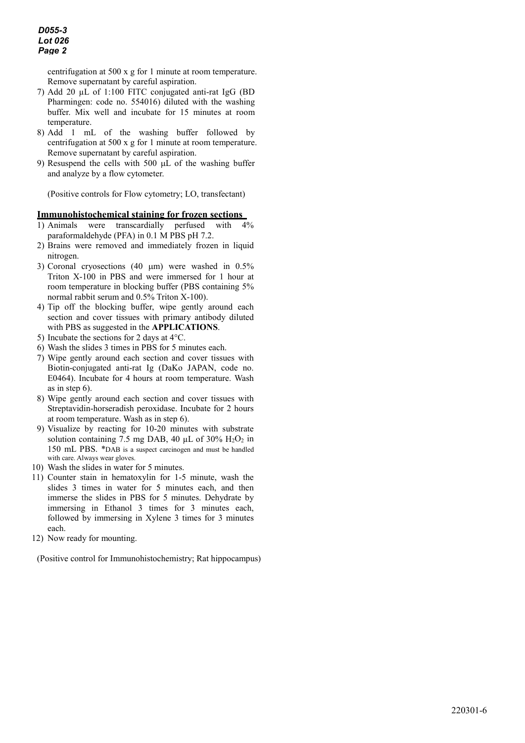centrifugation at 500 x g for 1 minute at room temperature. Remove supernatant by careful aspiration.

7) Add 20 µL of 1:100 FITC conjugated anti-rat IgG (BD Pharmingen: code no. 554016) diluted with the washing buffer. Mix well and incubate for 15 minutes at room temperature.
8) Add 1 mL of the washing buffer followed by centrifugation at 500 x g for 1 minute at room temperature. Remove supernatant by careful aspiration.
9) Resuspend the cells with 500 µL of the washing buffer and analyze by a flow cytometer.

(Positive controls for Flow cytometry; LO, transfectant)

## Immunohistochemical staining for frozen sections

1) Animals were transcardially perfused with 4% paraformaldehyde (PFA) in 0.1 M PBS pH 7.2.
2) Brains were removed and immediately frozen in liquid nitrogen.
3) Coronal cryosections (40 µm) were washed in 0.5% Triton X-100 in PBS and were immersed for 1 hour at room temperature in blocking buffer (PBS containing 5% normal rabbit serum and 0.5% Triton X-100).
4) Tip off the blocking buffer, wipe gently around each section and cover tissues with primary antibody diluted with PBS as suggested in the **APPLICATIONS**.
5) Incubate the sections for 2 days at 4°C.
6) Wash the slides 3 times in PBS for 5 minutes each.
7) Wipe gently around each section and cover tissues with Biotin-conjugated anti-rat Ig (DaKo JAPAN, code no. E0464). Incubate for 4 hours at room temperature. Wash as in step 6).
8) Wipe gently around each section and cover tissues with Streptavidin-horseradish peroxidase. Incubate for 2 hours at room temperature. Wash as in step 6).
9) Visualize by reacting for 10-20 minutes with substrate solution containing 7.5 mg DAB, 40 µL of 30% $H_2O_2$ in 150 mL PBS. *DAB is a suspect carcinogen and must be handled with care. Always wear gloves.
10) Wash the slides in water for 5 minutes.
11) Counter stain in hematoxylin for 1-5 minute, wash the slides 3 times in water for 5 minutes each, and then immerse the slides in PBS for 5 minutes. Dehydrate by immersing in Ethanol 3 times for 3 minutes each, followed by immersing in Xylene 3 times for 3 minutes each.
12) Now ready for mounting.

(Positive control for Immunohistochemistry; Rat hippocampus)